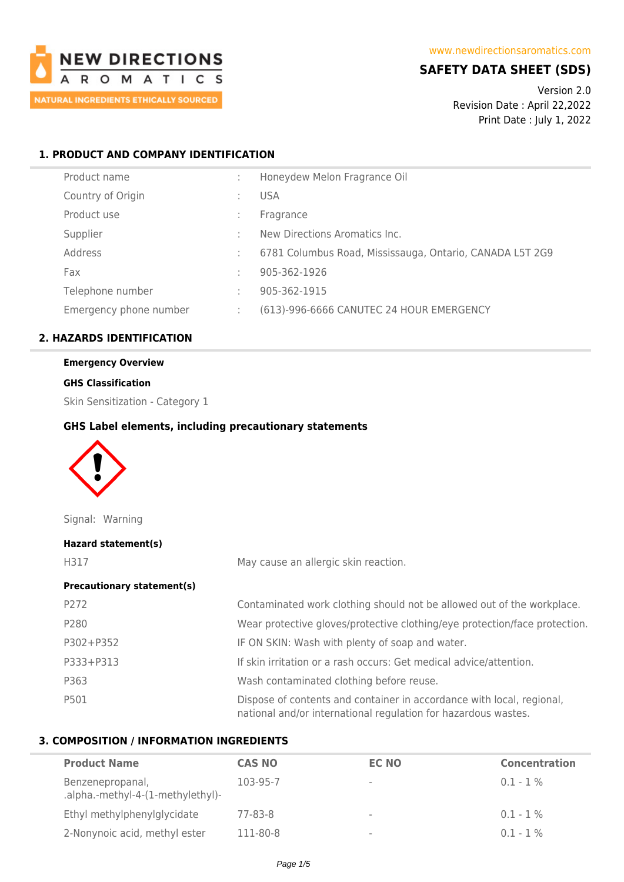NEW DIRECTIONS AROMATICS
NATURAL INGREDIENTS ETHICALLY SOURCED

www.newdirectionsaromatics.com

# SAFETY DATA SHEET (SDS)

Version 2.0
Revision Date : April 22,2022
Print Date : July 1, 2022

## 1. PRODUCT AND COMPANY IDENTIFICATION

| | | |
|---|---|---|
| Product name | : | Honeydew Melon Fragrance Oil |
| Country of Origin | : | USA |
| Product use | : | Fragrance |
| Supplier | : | New Directions Aromatics Inc. |
| Address | : | 6781 Columbus Road, Mississauga, Ontario, CANADA L5T 2G9 |
| Fax | : | 905-362-1926 |
| Telephone number | : | 905-362-1915 |
| Emergency phone number | : | (613)-996-6666 CANUTEC 24 HOUR EMERGENCY |

## 2. HAZARDS IDENTIFICATION

**Emergency Overview**

**GHS Classification**

Skin Sensitization - Category 1

**GHS Label elements, including precautionary statements**

Signal: Warning

**Hazard statement(s)**

| | |
|---|---|
| H317 | May cause an allergic skin reaction. |

**Precautionary statement(s)**

| | |
|---|---|
| P272 | Contaminated work clothing should not be allowed out of the workplace. |
| P280 | Wear protective gloves/protective clothing/eye protection/face protection. |
| P302+P352 | IF ON SKIN: Wash with plenty of soap and water. |
| P333+P313 | If skin irritation or a rash occurs: Get medical advice/attention. |
| P363 | Wash contaminated clothing before reuse. |
| P501 | Dispose of contents and container in accordance with local, regional, national and/or international regulation for hazardous wastes. |

## 3. COMPOSITION / INFORMATION INGREDIENTS

| Product Name | CAS NO | EC NO | Concentration |
|---|---|---|---|
| Benzenepropanal, .alpha.-methyl-4-(1-methylethyl)- | 103-95-7 | - | 0.1 - 1 % |
| Ethyl methylphenylglycidate | 77-83-8 | - | 0.1 - 1 % |
| 2-Nonynoic acid, methyl ester | 111-80-8 | - | 0.1 - 1 % |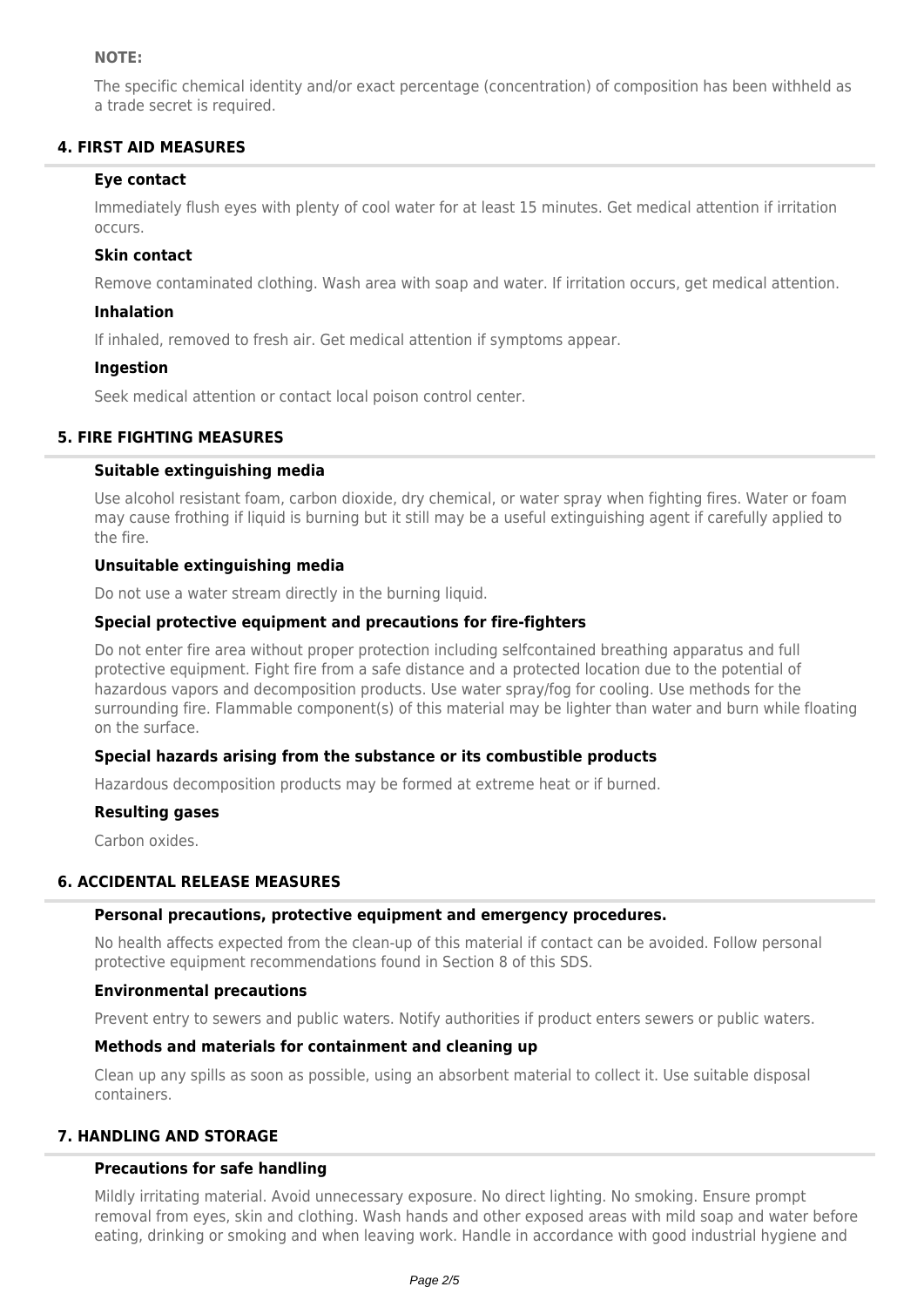**NOTE:**

The specific chemical identity and/or exact percentage (concentration) of composition has been withheld as a trade secret is required.

## 4. FIRST AID MEASURES

### Eye contact

Immediately flush eyes with plenty of cool water for at least 15 minutes. Get medical attention if irritation occurs.

### Skin contact

Remove contaminated clothing. Wash area with soap and water. If irritation occurs, get medical attention.

### Inhalation

If inhaled, removed to fresh air. Get medical attention if symptoms appear.

### Ingestion

Seek medical attention or contact local poison control center.

## 5. FIRE FIGHTING MEASURES

### Suitable extinguishing media

Use alcohol resistant foam, carbon dioxide, dry chemical, or water spray when fighting fires. Water or foam may cause frothing if liquid is burning but it still may be a useful extinguishing agent if carefully applied to the fire.

### Unsuitable extinguishing media

Do not use a water stream directly in the burning liquid.

### Special protective equipment and precautions for fire-fighters

Do not enter fire area without proper protection including selfcontained breathing apparatus and full protective equipment. Fight fire from a safe distance and a protected location due to the potential of hazardous vapors and decomposition products. Use water spray/fog for cooling. Use methods for the surrounding fire. Flammable component(s) of this material may be lighter than water and burn while floating on the surface.

### Special hazards arising from the substance or its combustible products

Hazardous decomposition products may be formed at extreme heat or if burned.

### Resulting gases

Carbon oxides.

## 6. ACCIDENTAL RELEASE MEASURES

### Personal precautions, protective equipment and emergency procedures.

No health affects expected from the clean-up of this material if contact can be avoided. Follow personal protective equipment recommendations found in Section 8 of this SDS.

### Environmental precautions

Prevent entry to sewers and public waters. Notify authorities if product enters sewers or public waters.

### Methods and materials for containment and cleaning up

Clean up any spills as soon as possible, using an absorbent material to collect it. Use suitable disposal containers.

## 7. HANDLING AND STORAGE

### Precautions for safe handling

Mildly irritating material. Avoid unnecessary exposure. No direct lighting. No smoking. Ensure prompt removal from eyes, skin and clothing. Wash hands and other exposed areas with mild soap and water before eating, drinking or smoking and when leaving work. Handle in accordance with good industrial hygiene and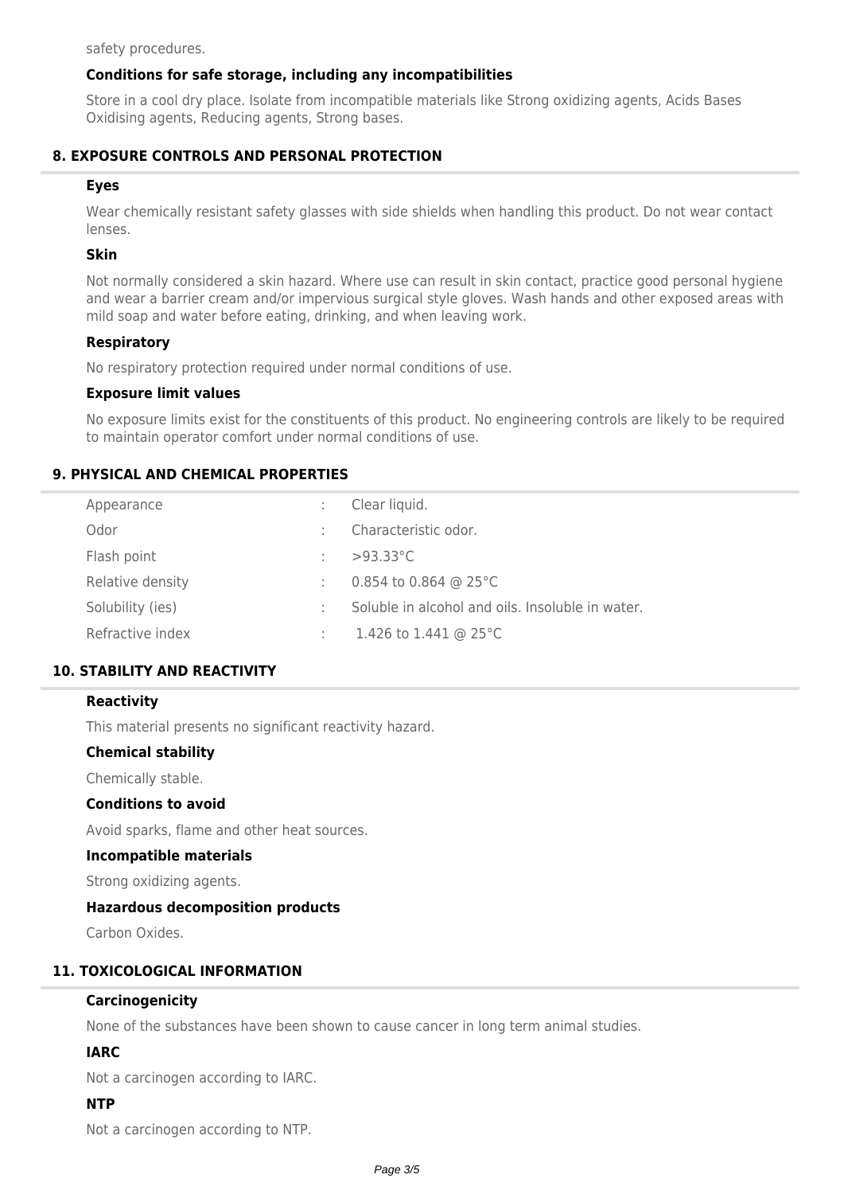safety procedures.

### Conditions for safe storage, including any incompatibilities

Store in a cool dry place. Isolate from incompatible materials like Strong oxidizing agents, Acids Bases Oxidising agents, Reducing agents, Strong bases.

## 8. EXPOSURE CONTROLS AND PERSONAL PROTECTION

### Eyes

Wear chemically resistant safety glasses with side shields when handling this product. Do not wear contact lenses.

### Skin

Not normally considered a skin hazard. Where use can result in skin contact, practice good personal hygiene and wear a barrier cream and/or impervious surgical style gloves. Wash hands and other exposed areas with mild soap and water before eating, drinking, and when leaving work.

### Respiratory

No respiratory protection required under normal conditions of use.

### Exposure limit values

No exposure limits exist for the constituents of this product. No engineering controls are likely to be required to maintain operator comfort under normal conditions of use.

## 9. PHYSICAL AND CHEMICAL PROPERTIES

| Property | | Value |
|---|---|---|
| Appearance | : | Clear liquid. |
| Odor | : | Characteristic odor. |
| Flash point | : | >93.33°C |
| Relative density | : | 0.854 to 0.864 @ 25°C |
| Solubility (ies) | : | Soluble in alcohol and oils. Insoluble in water. |
| Refractive index | : | 1.426 to 1.441 @ 25°C |

## 10. STABILITY AND REACTIVITY

### Reactivity

This material presents no significant reactivity hazard.

### Chemical stability

Chemically stable.

### Conditions to avoid

Avoid sparks, flame and other heat sources.

### Incompatible materials

Strong oxidizing agents.

### Hazardous decomposition products

Carbon Oxides.

## 11. TOXICOLOGICAL INFORMATION

### Carcinogenicity

None of the substances have been shown to cause cancer in long term animal studies.

### IARC

Not a carcinogen according to IARC.

### NTP

Not a carcinogen according to NTP.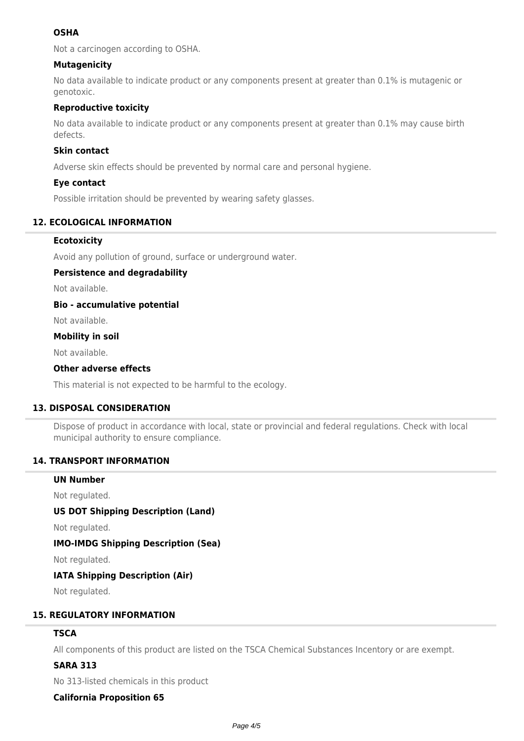### OSHA

Not a carcinogen according to OSHA.

### Mutagenicity

No data available to indicate product or any components present at greater than 0.1% is mutagenic or genotoxic.

### Reproductive toxicity

No data available to indicate product or any components present at greater than 0.1% may cause birth defects.

### Skin contact

Adverse skin effects should be prevented by normal care and personal hygiene.

### Eye contact

Possible irritation should be prevented by wearing safety glasses.

## 12. ECOLOGICAL INFORMATION

### Ecotoxicity

Avoid any pollution of ground, surface or underground water.

### Persistence and degradability

Not available.

### Bio - accumulative potential

Not available.

### Mobility in soil

Not available.

### Other adverse effects

This material is not expected to be harmful to the ecology.

## 13. DISPOSAL CONSIDERATION

Dispose of product in accordance with local, state or provincial and federal regulations. Check with local municipal authority to ensure compliance.

## 14. TRANSPORT INFORMATION

### UN Number

Not regulated.

### US DOT Shipping Description (Land)

Not regulated.

### IMO-IMDG Shipping Description (Sea)

Not regulated.

### IATA Shipping Description (Air)

Not regulated.

## 15. REGULATORY INFORMATION

### TSCA

All components of this product are listed on the TSCA Chemical Substances Incentory or are exempt.

### SARA 313

No 313-listed chemicals in this product

### California Proposition 65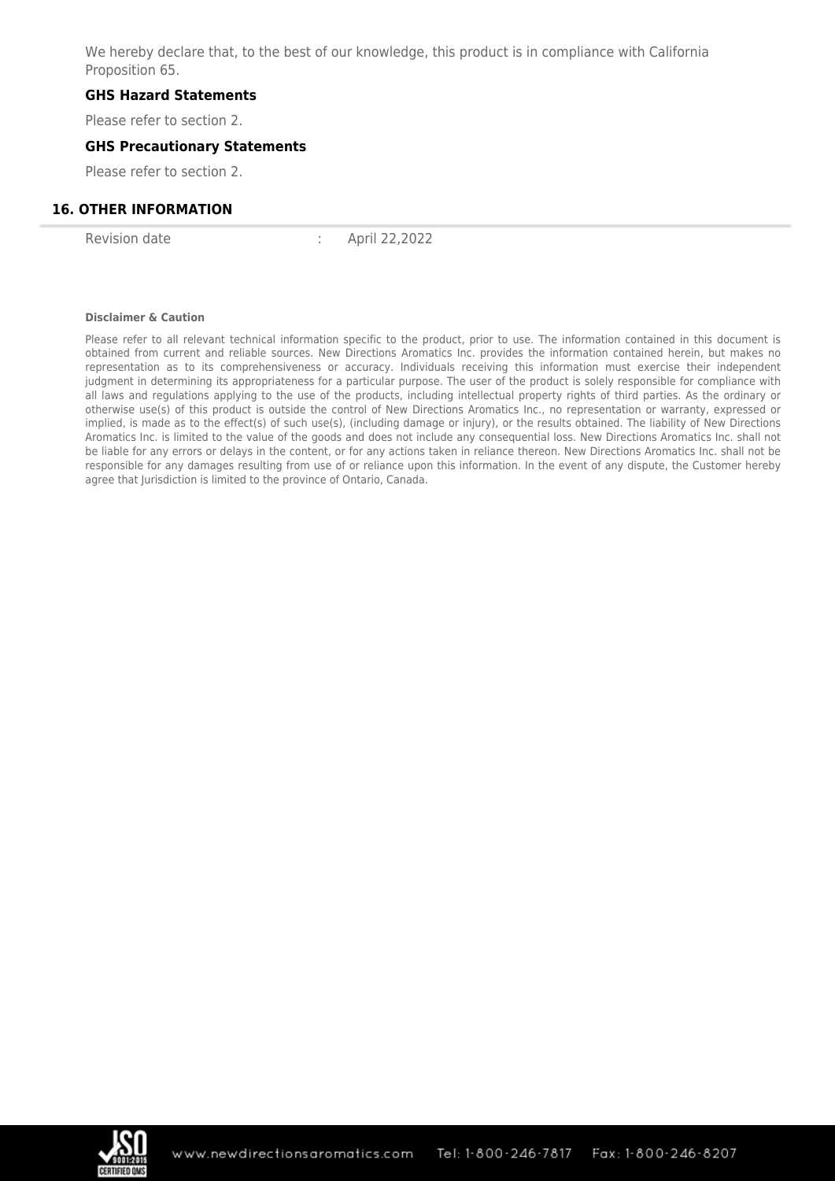We hereby declare that, to the best of our knowledge, this product is in compliance with California Proposition 65.

### GHS Hazard Statements

Please refer to section 2.

### GHS Precautionary Statements

Please refer to section 2.

## 16. OTHER INFORMATION

Revision date : April 22,2022

**Disclaimer & Caution**

Please refer to all relevant technical information specific to the product, prior to use. The information contained in this document is obtained from current and reliable sources. New Directions Aromatics Inc. provides the information contained herein, but makes no representation as to its comprehensiveness or accuracy. Individuals receiving this information must exercise their independent judgment in determining its appropriateness for a particular purpose. The user of the product is solely responsible for compliance with all laws and regulations applying to the use of the products, including intellectual property rights of third parties. As the ordinary or otherwise use(s) of this product is outside the control of New Directions Aromatics Inc., no representation or warranty, expressed or implied, is made as to the effect(s) of such use(s), (including damage or injury), or the results obtained. The liability of New Directions Aromatics Inc. is limited to the value of the goods and does not include any consequential loss. New Directions Aromatics Inc. shall not be liable for any errors or delays in the content, or for any actions taken in reliance thereon. New Directions Aromatics Inc. shall not be responsible for any damages resulting from use of or reliance upon this information. In the event of any dispute, the Customer hereby agree that Jurisdiction is limited to the province of Ontario, Canada.